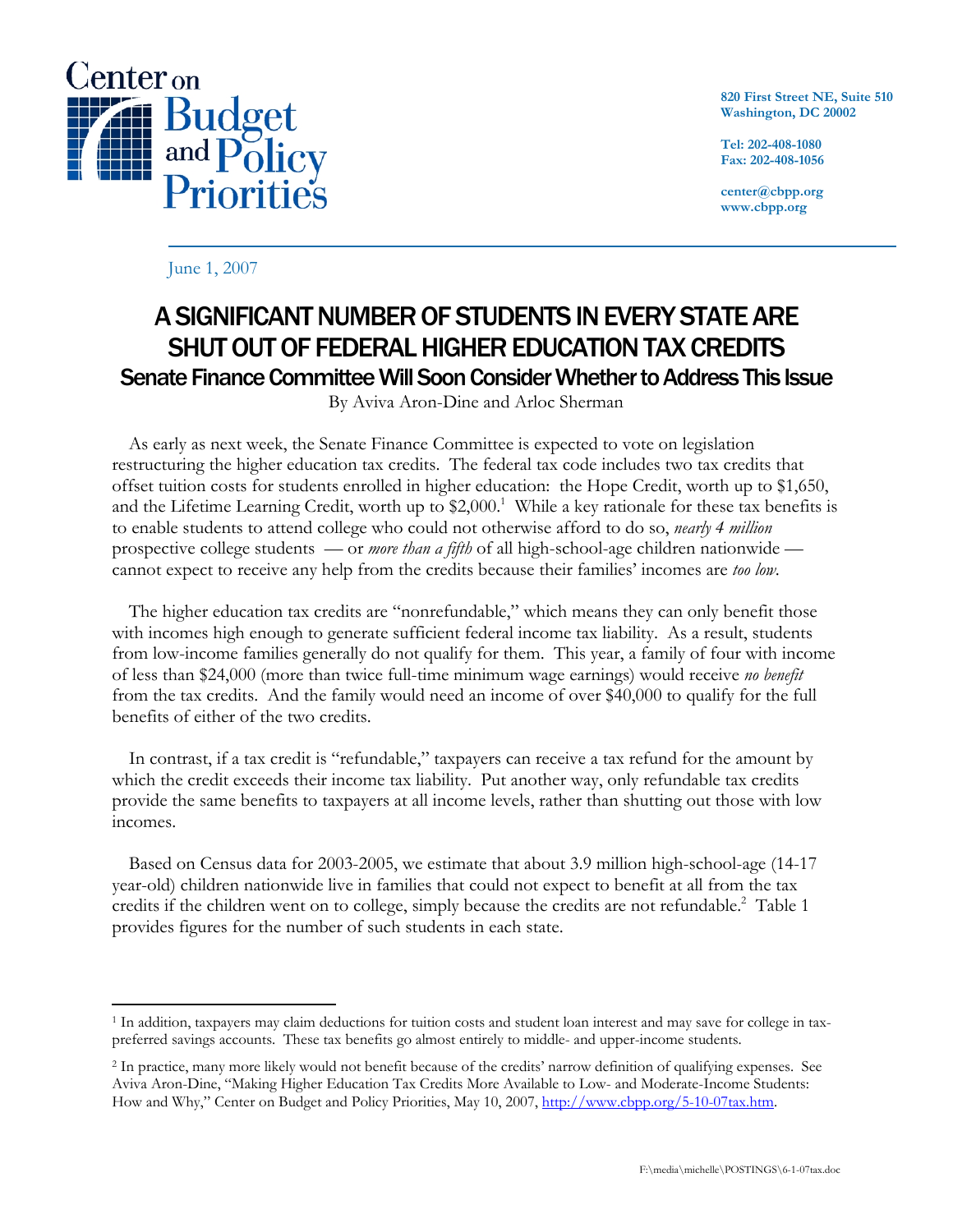Center on Budget and Policy Priorities

820 First Street NE, Suite 510
Washington, DC 20002

Tel: 202-408-1080
Fax: 202-408-1056

center@cbpp.org
www.cbpp.org

June 1, 2007

# A SIGNIFICANT NUMBER OF STUDENTS IN EVERY STATE ARE SHUT OUT OF FEDERAL HIGHER EDUCATION TAX CREDITS

## Senate Finance Committee Will Soon Consider Whether to Address This Issue

By Aviva Aron-Dine and Arloc Sherman

As early as next week, the Senate Finance Committee is expected to vote on legislation restructuring the higher education tax credits. The federal tax code includes two tax credits that offset tuition costs for students enrolled in higher education: the Hope Credit, worth up to $1,650, and the Lifetime Learning Credit, worth up to $2,000.[1] While a key rationale for these tax benefits is to enable students to attend college who could not otherwise afford to do so, *nearly 4 million* prospective college students — or *more than a fifth* of all high-school-age children nationwide — cannot expect to receive any help from the credits because their families' incomes are *too low*.

The higher education tax credits are "nonrefundable," which means they can only benefit those with incomes high enough to generate sufficient federal income tax liability. As a result, students from low-income families generally do not qualify for them. This year, a family of four with income of less than $24,000 (more than twice full-time minimum wage earnings) would receive *no benefit* from the tax credits. And the family would need an income of over $40,000 to qualify for the full benefits of either of the two credits.

In contrast, if a tax credit is "refundable," taxpayers can receive a tax refund for the amount by which the credit exceeds their income tax liability. Put another way, only refundable tax credits provide the same benefits to taxpayers at all income levels, rather than shutting out those with low incomes.

Based on Census data for 2003-2005, we estimate that about 3.9 million high-school-age (14-17 year-old) children nationwide live in families that could not expect to benefit at all from the tax credits if the children went on to college, simply because the credits are not refundable.[2] Table 1 provides figures for the number of such students in each state.

---

[1] In addition, taxpayers may claim deductions for tuition costs and student loan interest and may save for college in tax-preferred savings accounts. These tax benefits go almost entirely to middle- and upper-income students.

[2] In practice, many more likely would not benefit because of the credits' narrow definition of qualifying expenses. See Aviva Aron-Dine, "Making Higher Education Tax Credits More Available to Low- and Moderate-Income Students: How and Why," Center on Budget and Policy Priorities, May 10, 2007, http://www.cbpp.org/5-10-07tax.htm.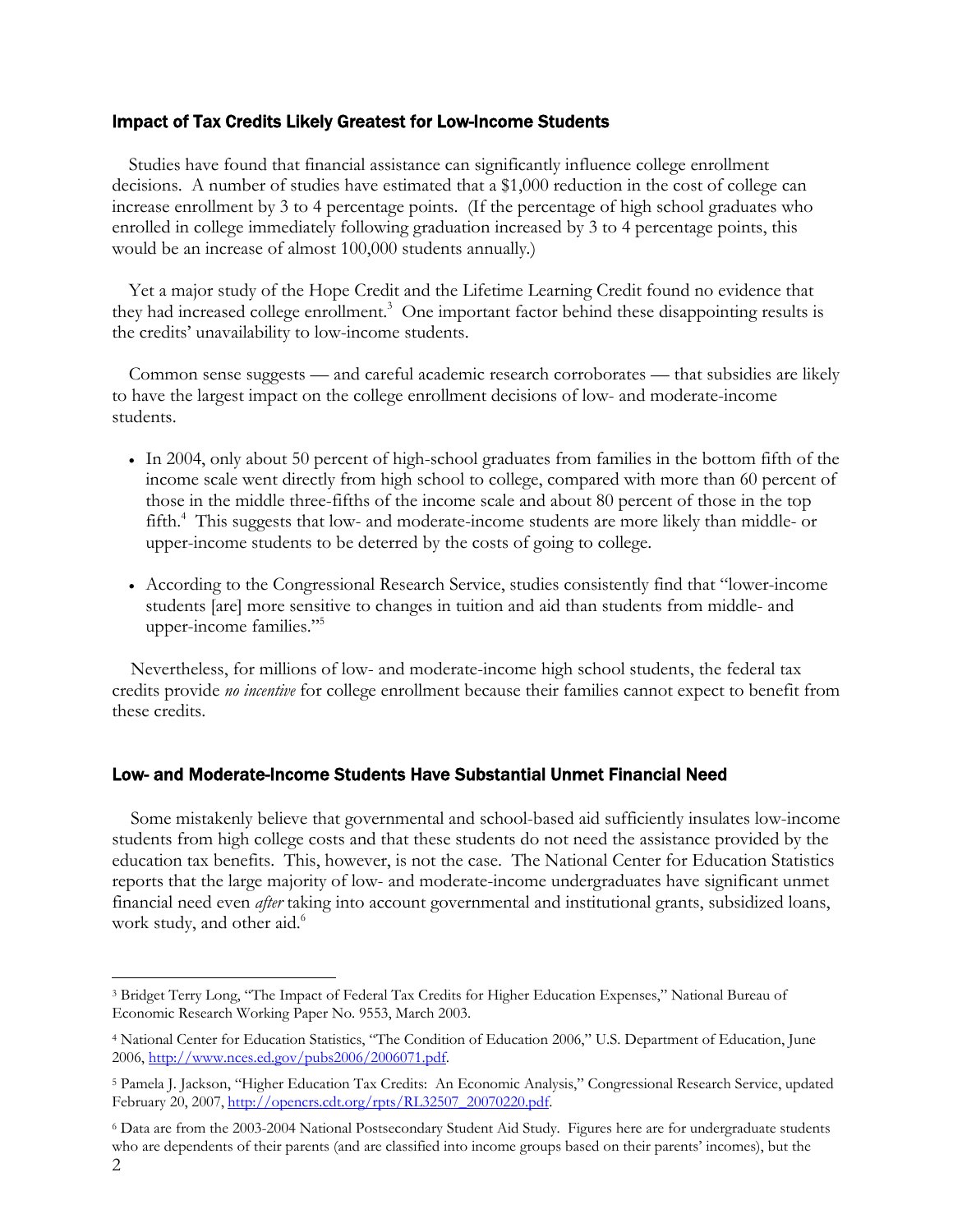### Impact of Tax Credits Likely Greatest for Low-Income Students

Studies have found that financial assistance can significantly influence college enrollment decisions. A number of studies have estimated that a $1,000 reduction in the cost of college can increase enrollment by 3 to 4 percentage points. (If the percentage of high school graduates who enrolled in college immediately following graduation increased by 3 to 4 percentage points, this would be an increase of almost 100,000 students annually.)

Yet a major study of the Hope Credit and the Lifetime Learning Credit found no evidence that they had increased college enrollment.[3] One important factor behind these disappointing results is the credits' unavailability to low-income students.

Common sense suggests — and careful academic research corroborates — that subsidies are likely to have the largest impact on the college enrollment decisions of low- and moderate-income students.

- In 2004, only about 50 percent of high-school graduates from families in the bottom fifth of the income scale went directly from high school to college, compared with more than 60 percent of those in the middle three-fifths of the income scale and about 80 percent of those in the top fifth.[4] This suggests that low- and moderate-income students are more likely than middle- or upper-income students to be deterred by the costs of going to college.

- According to the Congressional Research Service, studies consistently find that "lower-income students [are] more sensitive to changes in tuition and aid than students from middle- and upper-income families."[5]

Nevertheless, for millions of low- and moderate-income high school students, the federal tax credits provide *no incentive* for college enrollment because their families cannot expect to benefit from these credits.

### Low- and Moderate-Income Students Have Substantial Unmet Financial Need

Some mistakenly believe that governmental and school-based aid sufficiently insulates low-income students from high college costs and that these students do not need the assistance provided by the education tax benefits. This, however, is not the case. The National Center for Education Statistics reports that the large majority of low- and moderate-income undergraduates have significant unmet financial need even *after* taking into account governmental and institutional grants, subsidized loans, work study, and other aid.[6]

---

[3] Bridget Terry Long, "The Impact of Federal Tax Credits for Higher Education Expenses," National Bureau of Economic Research Working Paper No. 9553, March 2003.

[4] National Center for Education Statistics, "The Condition of Education 2006," U.S. Department of Education, June 2006, http://www.nces.ed.gov/pubs2006/2006071.pdf.

[5] Pamela J. Jackson, "Higher Education Tax Credits: An Economic Analysis," Congressional Research Service, updated February 20, 2007, http://opencrs.cdt.org/rpts/RL32507_20070220.pdf.

[6] Data are from the 2003-2004 National Postsecondary Student Aid Study. Figures here are for undergraduate students who are dependents of their parents (and are classified into income groups based on their parents' incomes), but the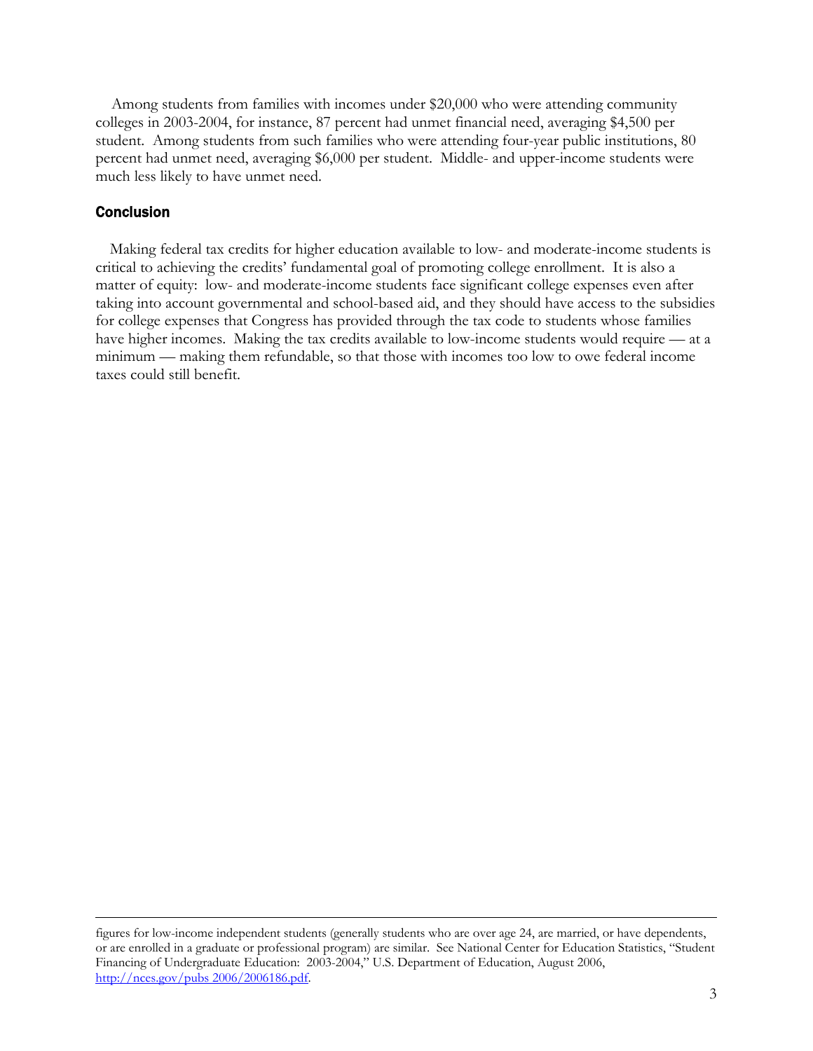Among students from families with incomes under $20,000 who were attending community colleges in 2003-2004, for instance, 87 percent had unmet financial need, averaging $4,500 per student. Among students from such families who were attending four-year public institutions, 80 percent had unmet need, averaging $6,000 per student. Middle- and upper-income students were much less likely to have unmet need.

## Conclusion

Making federal tax credits for higher education available to low- and moderate-income students is critical to achieving the credits' fundamental goal of promoting college enrollment. It is also a matter of equity: low- and moderate-income students face significant college expenses even after taking into account governmental and school-based aid, and they should have access to the subsidies for college expenses that Congress has provided through the tax code to students whose families have higher incomes. Making the tax credits available to low-income students would require — at a minimum — making them refundable, so that those with incomes too low to owe federal income taxes could still benefit.

---

figures for low-income independent students (generally students who are over age 24, are married, or have dependents, or are enrolled in a graduate or professional program) are similar. See National Center for Education Statistics, "Student Financing of Undergraduate Education: 2003-2004," U.S. Department of Education, August 2006, http://nces.gov/pubs 2006/2006186.pdf.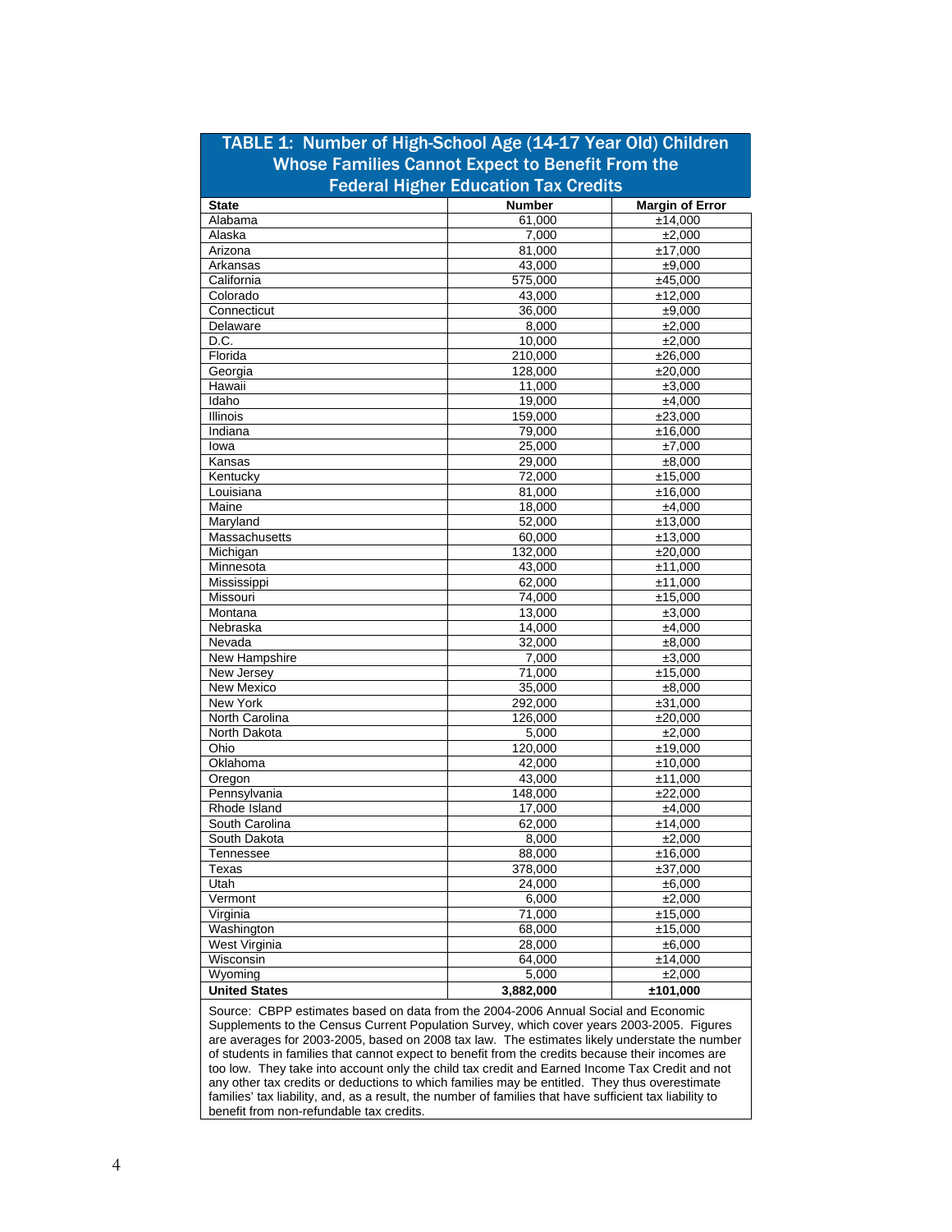## TABLE 1: Number of High-School Age (14-17 Year Old) Children Whose Families Cannot Expect to Benefit From the Federal Higher Education Tax Credits

| State | Number | Margin of Error |
|---|---|---|
| Alabama | 61,000 | ±14,000 |
| Alaska | 7,000 | ±2,000 |
| Arizona | 81,000 | ±17,000 |
| Arkansas | 43,000 | ±9,000 |
| California | 575,000 | ±45,000 |
| Colorado | 43,000 | ±12,000 |
| Connecticut | 36,000 | ±9,000 |
| Delaware | 8,000 | ±2,000 |
| D.C. | 10,000 | ±2,000 |
| Florida | 210,000 | ±26,000 |
| Georgia | 128,000 | ±20,000 |
| Hawaii | 11,000 | ±3,000 |
| Idaho | 19,000 | ±4,000 |
| Illinois | 159,000 | ±23,000 |
| Indiana | 79,000 | ±16,000 |
| Iowa | 25,000 | ±7,000 |
| Kansas | 29,000 | ±8,000 |
| Kentucky | 72,000 | ±15,000 |
| Louisiana | 81,000 | ±16,000 |
| Maine | 18,000 | ±4,000 |
| Maryland | 52,000 | ±13,000 |
| Massachusetts | 60,000 | ±13,000 |
| Michigan | 132,000 | ±20,000 |
| Minnesota | 43,000 | ±11,000 |
| Mississippi | 62,000 | ±11,000 |
| Missouri | 74,000 | ±15,000 |
| Montana | 13,000 | ±3,000 |
| Nebraska | 14,000 | ±4,000 |
| Nevada | 32,000 | ±8,000 |
| New Hampshire | 7,000 | ±3,000 |
| New Jersey | 71,000 | ±15,000 |
| New Mexico | 35,000 | ±8,000 |
| New York | 292,000 | ±31,000 |
| North Carolina | 126,000 | ±20,000 |
| North Dakota | 5,000 | ±2,000 |
| Ohio | 120,000 | ±19,000 |
| Oklahoma | 42,000 | ±10,000 |
| Oregon | 43,000 | ±11,000 |
| Pennsylvania | 148,000 | ±22,000 |
| Rhode Island | 17,000 | ±4,000 |
| South Carolina | 62,000 | ±14,000 |
| South Dakota | 8,000 | ±2,000 |
| Tennessee | 88,000 | ±16,000 |
| Texas | 378,000 | ±37,000 |
| Utah | 24,000 | ±6,000 |
| Vermont | 6,000 | ±2,000 |
| Virginia | 71,000 | ±15,000 |
| Washington | 68,000 | ±15,000 |
| West Virginia | 28,000 | ±6,000 |
| Wisconsin | 64,000 | ±14,000 |
| Wyoming | 5,000 | ±2,000 |
| **United States** | **3,882,000** | **±101,000** |

Source: CBPP estimates based on data from the 2004-2006 Annual Social and Economic Supplements to the Census Current Population Survey, which cover years 2003-2005. Figures are averages for 2003-2005, based on 2008 tax law. The estimates likely understate the number of students in families that cannot expect to benefit from the credits because their incomes are too low. They take into account only the child tax credit and Earned Income Tax Credit and not any other tax credits or deductions to which families may be entitled. They thus overestimate families' tax liability, and, as a result, the number of families that have sufficient tax liability to benefit from non-refundable tax credits.